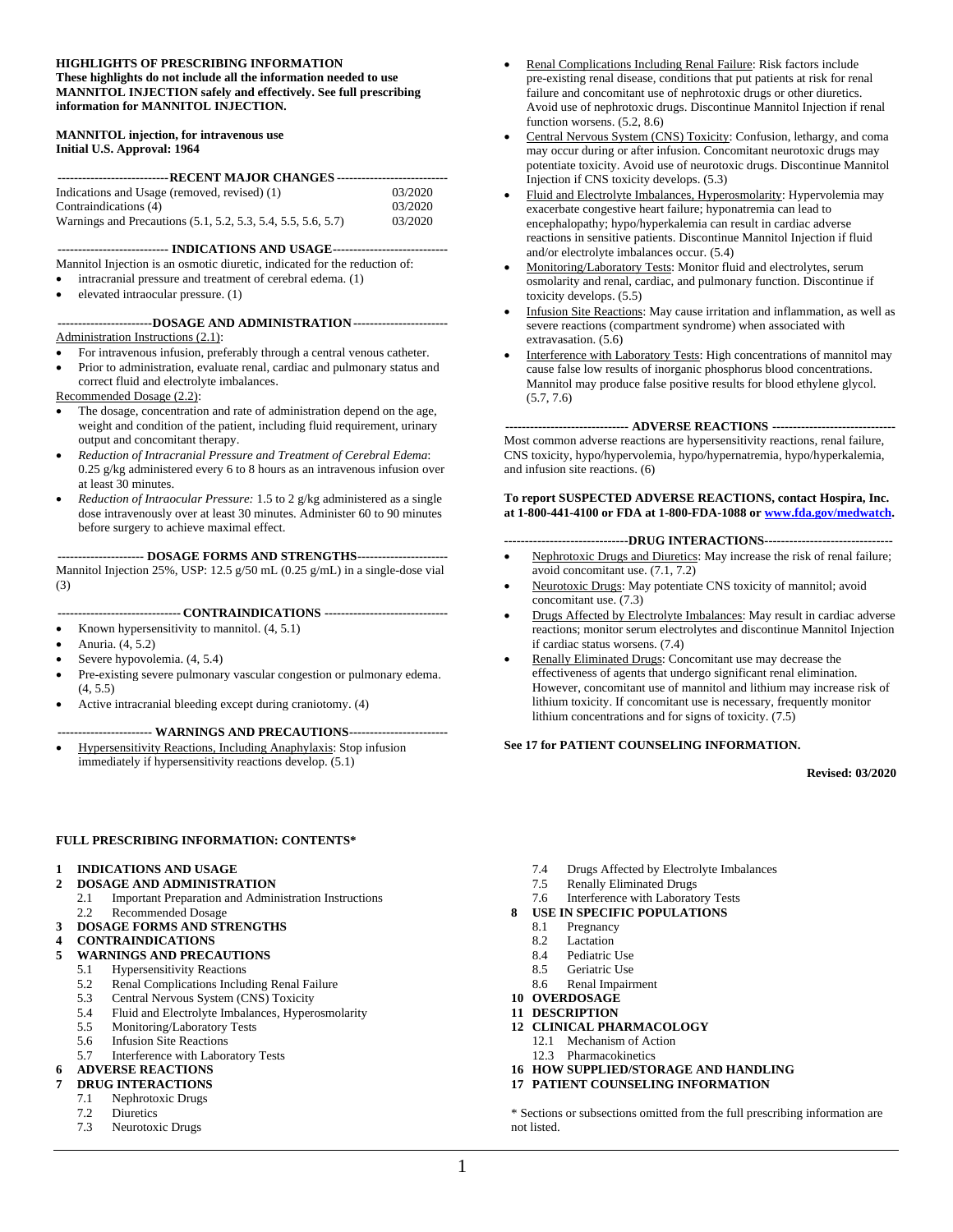**HIGHLIGHTS OF PRESCRIBING INFORMATION**
**These highlights do not include all the information needed to use MANNITOL INJECTION safely and effectively. See full prescribing information for MANNITOL INJECTION.**

**MANNITOL injection, for intravenous use**
**Initial U.S. Approval: 1964**

**---RECENT MAJOR CHANGES---**

| | |
|---|---|
| Indications and Usage (removed, revised) (1) | 03/2020 |
| Contraindications (4) | 03/2020 |
| Warnings and Precautions (5.1, 5.2, 5.3, 5.4, 5.5, 5.6, 5.7) | 03/2020 |

**--- INDICATIONS AND USAGE---**

Mannitol Injection is an osmotic diuretic, indicated for the reduction of:

- intracranial pressure and treatment of cerebral edema. (1)
- elevated intraocular pressure. (1)

**---DOSAGE AND ADMINISTRATION---**

Administration Instructions (2.1):

- For intravenous infusion, preferably through a central venous catheter.
- Prior to administration, evaluate renal, cardiac and pulmonary status and correct fluid and electrolyte imbalances.

Recommended Dosage (2.2):

- The dosage, concentration and rate of administration depend on the age, weight and condition of the patient, including fluid requirement, urinary output and concomitant therapy.
- *Reduction of Intracranial Pressure and Treatment of Cerebral Edema*: 0.25 g/kg administered every 6 to 8 hours as an intravenous infusion over at least 30 minutes.
- *Reduction of Intraocular Pressure:* 1.5 to 2 g/kg administered as a single dose intravenously over at least 30 minutes. Administer 60 to 90 minutes before surgery to achieve maximal effect.

**--- DOSAGE FORMS AND STRENGTHS---**

Mannitol Injection 25%, USP: 12.5 g/50 mL (0.25 g/mL) in a single-dose vial (3)

**--- CONTRAINDICATIONS ---**

- Known hypersensitivity to mannitol. (4, 5.1)
- Anuria. (4, 5.2)
- Severe hypovolemia. (4, 5.4)
- Pre-existing severe pulmonary vascular congestion or pulmonary edema. (4, 5.5)
- Active intracranial bleeding except during craniotomy. (4)

**--- WARNINGS AND PRECAUTIONS---**

- Hypersensitivity Reactions, Including Anaphylaxis: Stop infusion immediately if hypersensitivity reactions develop. (5.1)
- Renal Complications Including Renal Failure: Risk factors include pre-existing renal disease, conditions that put patients at risk for renal failure and concomitant use of nephrotoxic drugs or other diuretics. Avoid use of nephrotoxic drugs. Discontinue Mannitol Injection if renal function worsens. (5.2, 8.6)
- Central Nervous System (CNS) Toxicity: Confusion, lethargy, and coma may occur during or after infusion. Concomitant neurotoxic drugs may potentiate toxicity. Avoid use of neurotoxic drugs. Discontinue Mannitol Injection if CNS toxicity develops. (5.3)
- Fluid and Electrolyte Imbalances, Hyperosmolarity: Hypervolemia may exacerbate congestive heart failure; hyponatremia can lead to encephalopathy; hypo/hyperkalemia can result in cardiac adverse reactions in sensitive patients. Discontinue Mannitol Injection if fluid and/or electrolyte imbalances occur. (5.4)
- Monitoring/Laboratory Tests: Monitor fluid and electrolytes, serum osmolarity and renal, cardiac, and pulmonary function. Discontinue if toxicity develops. (5.5)
- Infusion Site Reactions: May cause irritation and inflammation, as well as severe reactions (compartment syndrome) when associated with extravasation. (5.6)
- Interference with Laboratory Tests: High concentrations of mannitol may cause false low results of inorganic phosphorus blood concentrations. Mannitol may produce false positive results for blood ethylene glycol. (5.7, 7.6)

**--- ADVERSE REACTIONS ---**

Most common adverse reactions are hypersensitivity reactions, renal failure, CNS toxicity, hypo/hypervolemia, hypo/hypernatremia, hypo/hyperkalemia, and infusion site reactions. (6)

**To report SUSPECTED ADVERSE REACTIONS, contact Hospira, Inc. at 1-800-441-4100 or FDA at 1-800-FDA-1088 or www.fda.gov/medwatch.**

**---DRUG INTERACTIONS---**

- Nephrotoxic Drugs and Diuretics: May increase the risk of renal failure; avoid concomitant use. (7.1, 7.2)
- Neurotoxic Drugs: May potentiate CNS toxicity of mannitol; avoid concomitant use. (7.3)
- Drugs Affected by Electrolyte Imbalances: May result in cardiac adverse reactions; monitor serum electrolytes and discontinue Mannitol Injection if cardiac status worsens. (7.4)
- Renally Eliminated Drugs: Concomitant use may decrease the effectiveness of agents that undergo significant renal elimination. However, concomitant use of mannitol and lithium may increase risk of lithium toxicity. If concomitant use is necessary, frequently monitor lithium concentrations and for signs of toxicity. (7.5)

**See 17 for PATIENT COUNSELING INFORMATION.**

**Revised: 03/2020**

**FULL PRESCRIBING INFORMATION: CONTENTS***

**1 INDICATIONS AND USAGE**
**2 DOSAGE AND ADMINISTRATION**
  2.1 Important Preparation and Administration Instructions
  2.2 Recommended Dosage
**3 DOSAGE FORMS AND STRENGTHS**
**4 CONTRAINDICATIONS**
**5 WARNINGS AND PRECAUTIONS**
  5.1 Hypersensitivity Reactions
  5.2 Renal Complications Including Renal Failure
  5.3 Central Nervous System (CNS) Toxicity
  5.4 Fluid and Electrolyte Imbalances, Hyperosmolarity
  5.5 Monitoring/Laboratory Tests
  5.6 Infusion Site Reactions
  5.7 Interference with Laboratory Tests
**6 ADVERSE REACTIONS**
**7 DRUG INTERACTIONS**
  7.1 Nephrotoxic Drugs
  7.2 Diuretics
  7.3 Neurotoxic Drugs
  7.4 Drugs Affected by Electrolyte Imbalances
  7.5 Renally Eliminated Drugs
  7.6 Interference with Laboratory Tests
**8 USE IN SPECIFIC POPULATIONS**
  8.1 Pregnancy
  8.2 Lactation
  8.4 Pediatric Use
  8.5 Geriatric Use
  8.6 Renal Impairment
**10 OVERDOSAGE**
**11 DESCRIPTION**
**12 CLINICAL PHARMACOLOGY**
  12.1 Mechanism of Action
  12.3 Pharmacokinetics
**16 HOW SUPPLIED/STORAGE AND HANDLING**
**17 PATIENT COUNSELING INFORMATION**

* Sections or subsections omitted from the full prescribing information are not listed.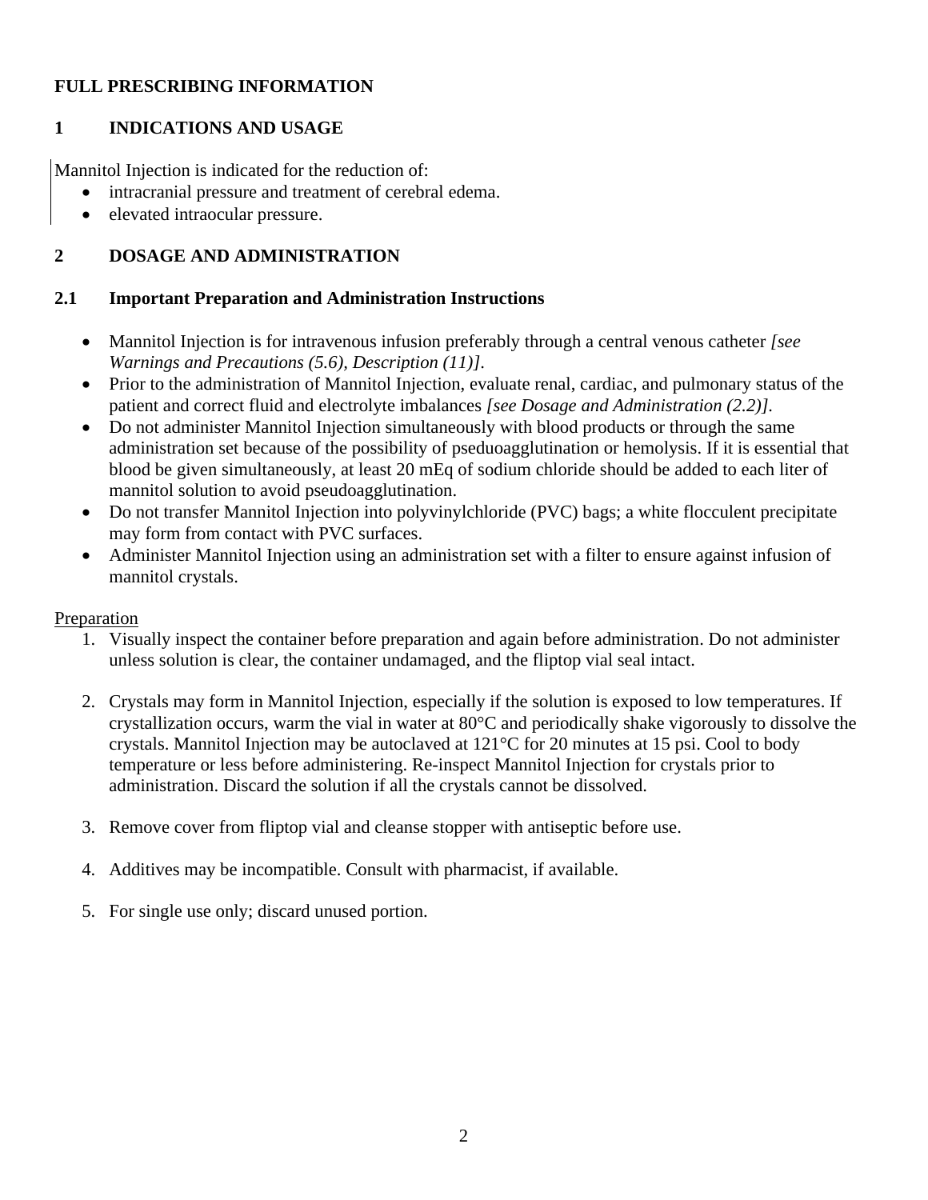# FULL PRESCRIBING INFORMATION

## 1 INDICATIONS AND USAGE

Mannitol Injection is indicated for the reduction of:

- intracranial pressure and treatment of cerebral edema.
- elevated intraocular pressure.

## 2 DOSAGE AND ADMINISTRATION

### 2.1 Important Preparation and Administration Instructions

- Mannitol Injection is for intravenous infusion preferably through a central venous catheter *[see Warnings and Precautions (5.6), Description (11)]*.
- Prior to the administration of Mannitol Injection, evaluate renal, cardiac, and pulmonary status of the patient and correct fluid and electrolyte imbalances *[see Dosage and Administration (2.2)]*.
- Do not administer Mannitol Injection simultaneously with blood products or through the same administration set because of the possibility of pseduoagglutination or hemolysis. If it is essential that blood be given simultaneously, at least 20 mEq of sodium chloride should be added to each liter of mannitol solution to avoid pseudoagglutination.
- Do not transfer Mannitol Injection into polyvinylchloride (PVC) bags; a white flocculent precipitate may form from contact with PVC surfaces.
- Administer Mannitol Injection using an administration set with a filter to ensure against infusion of mannitol crystals.

Preparation

1. Visually inspect the container before preparation and again before administration. Do not administer unless solution is clear, the container undamaged, and the fliptop vial seal intact.

2. Crystals may form in Mannitol Injection, especially if the solution is exposed to low temperatures. If crystallization occurs, warm the vial in water at 80°C and periodically shake vigorously to dissolve the crystals. Mannitol Injection may be autoclaved at 121°C for 20 minutes at 15 psi. Cool to body temperature or less before administering. Re-inspect Mannitol Injection for crystals prior to administration. Discard the solution if all the crystals cannot be dissolved.

3. Remove cover from fliptop vial and cleanse stopper with antiseptic before use.

4. Additives may be incompatible. Consult with pharmacist, if available.

5. For single use only; discard unused portion.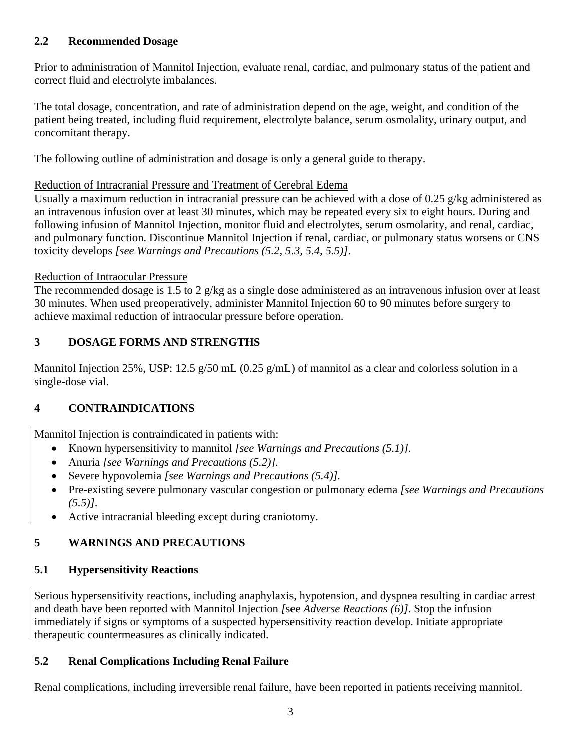### 2.2 Recommended Dosage

Prior to administration of Mannitol Injection, evaluate renal, cardiac, and pulmonary status of the patient and correct fluid and electrolyte imbalances.

The total dosage, concentration, and rate of administration depend on the age, weight, and condition of the patient being treated, including fluid requirement, electrolyte balance, serum osmolality, urinary output, and concomitant therapy.

The following outline of administration and dosage is only a general guide to therapy.

Reduction of Intracranial Pressure and Treatment of Cerebral Edema

Usually a maximum reduction in intracranial pressure can be achieved with a dose of 0.25 g/kg administered as an intravenous infusion over at least 30 minutes, which may be repeated every six to eight hours. During and following infusion of Mannitol Injection, monitor fluid and electrolytes, serum osmolarity, and renal, cardiac, and pulmonary function. Discontinue Mannitol Injection if renal, cardiac, or pulmonary status worsens or CNS toxicity develops *[see Warnings and Precautions (5.2, 5.3, 5.4, 5.5)]*.

Reduction of Intraocular Pressure

The recommended dosage is 1.5 to 2 g/kg as a single dose administered as an intravenous infusion over at least 30 minutes. When used preoperatively, administer Mannitol Injection 60 to 90 minutes before surgery to achieve maximal reduction of intraocular pressure before operation.

## 3 DOSAGE FORMS AND STRENGTHS

Mannitol Injection 25%, USP: 12.5 g/50 mL (0.25 g/mL) of mannitol as a clear and colorless solution in a single-dose vial.

## 4 CONTRAINDICATIONS

Mannitol Injection is contraindicated in patients with:

- Known hypersensitivity to mannitol *[see Warnings and Precautions (5.1)].*
- Anuria *[see Warnings and Precautions (5.2)].*
- Severe hypovolemia *[see Warnings and Precautions (5.4)].*
- Pre-existing severe pulmonary vascular congestion or pulmonary edema *[see Warnings and Precautions (5.5)]*.
- Active intracranial bleeding except during craniotomy.

## 5 WARNINGS AND PRECAUTIONS

### 5.1 Hypersensitivity Reactions

Serious hypersensitivity reactions, including anaphylaxis, hypotension, and dyspnea resulting in cardiac arrest and death have been reported with Mannitol Injection *[see Adverse Reactions (6)]*. Stop the infusion immediately if signs or symptoms of a suspected hypersensitivity reaction develop. Initiate appropriate therapeutic countermeasures as clinically indicated.

### 5.2 Renal Complications Including Renal Failure

Renal complications, including irreversible renal failure, have been reported in patients receiving mannitol.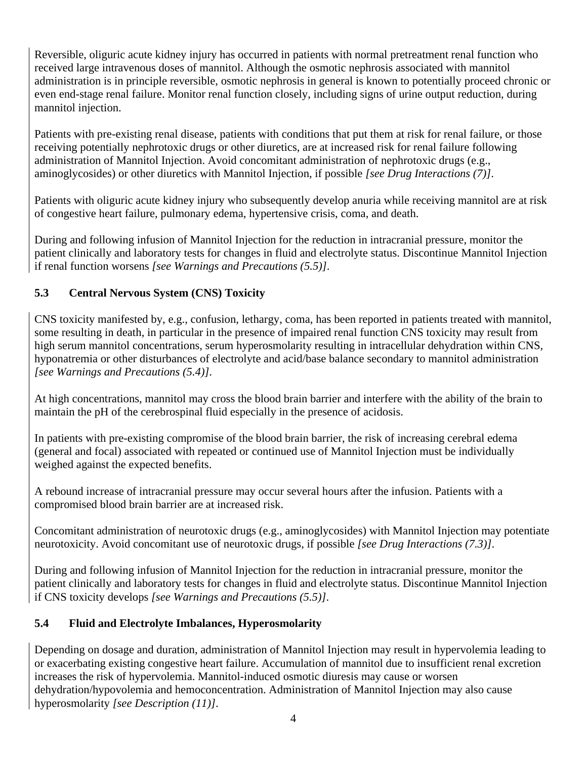Reversible, oliguric acute kidney injury has occurred in patients with normal pretreatment renal function who received large intravenous doses of mannitol. Although the osmotic nephrosis associated with mannitol administration is in principle reversible, osmotic nephrosis in general is known to potentially proceed chronic or even end-stage renal failure. Monitor renal function closely, including signs of urine output reduction, during mannitol injection.

Patients with pre-existing renal disease, patients with conditions that put them at risk for renal failure, or those receiving potentially nephrotoxic drugs or other diuretics, are at increased risk for renal failure following administration of Mannitol Injection. Avoid concomitant administration of nephrotoxic drugs (e.g., aminoglycosides) or other diuretics with Mannitol Injection, if possible *[see Drug Interactions (7)]*.

Patients with oliguric acute kidney injury who subsequently develop anuria while receiving mannitol are at risk of congestive heart failure, pulmonary edema, hypertensive crisis, coma, and death.

During and following infusion of Mannitol Injection for the reduction in intracranial pressure, monitor the patient clinically and laboratory tests for changes in fluid and electrolyte status. Discontinue Mannitol Injection if renal function worsens *[see Warnings and Precautions (5.5)]*.

### 5.3 Central Nervous System (CNS) Toxicity

CNS toxicity manifested by, e.g., confusion, lethargy, coma, has been reported in patients treated with mannitol, some resulting in death, in particular in the presence of impaired renal function CNS toxicity may result from high serum mannitol concentrations, serum hyperosmolarity resulting in intracellular dehydration within CNS, hyponatremia or other disturbances of electrolyte and acid/base balance secondary to mannitol administration *[see Warnings and Precautions (5.4)]*.

At high concentrations, mannitol may cross the blood brain barrier and interfere with the ability of the brain to maintain the pH of the cerebrospinal fluid especially in the presence of acidosis.

In patients with pre-existing compromise of the blood brain barrier, the risk of increasing cerebral edema (general and focal) associated with repeated or continued use of Mannitol Injection must be individually weighed against the expected benefits.

A rebound increase of intracranial pressure may occur several hours after the infusion. Patients with a compromised blood brain barrier are at increased risk.

Concomitant administration of neurotoxic drugs (e.g., aminoglycosides) with Mannitol Injection may potentiate neurotoxicity. Avoid concomitant use of neurotoxic drugs, if possible *[see Drug Interactions (7.3)]*.

During and following infusion of Mannitol Injection for the reduction in intracranial pressure, monitor the patient clinically and laboratory tests for changes in fluid and electrolyte status. Discontinue Mannitol Injection if CNS toxicity develops *[see Warnings and Precautions (5.5)]*.

### 5.4 Fluid and Electrolyte Imbalances, Hyperosmolarity

Depending on dosage and duration, administration of Mannitol Injection may result in hypervolemia leading to or exacerbating existing congestive heart failure. Accumulation of mannitol due to insufficient renal excretion increases the risk of hypervolemia. Mannitol-induced osmotic diuresis may cause or worsen dehydration/hypovolemia and hemoconcentration. Administration of Mannitol Injection may also cause hyperosmolarity *[see Description (11)]*.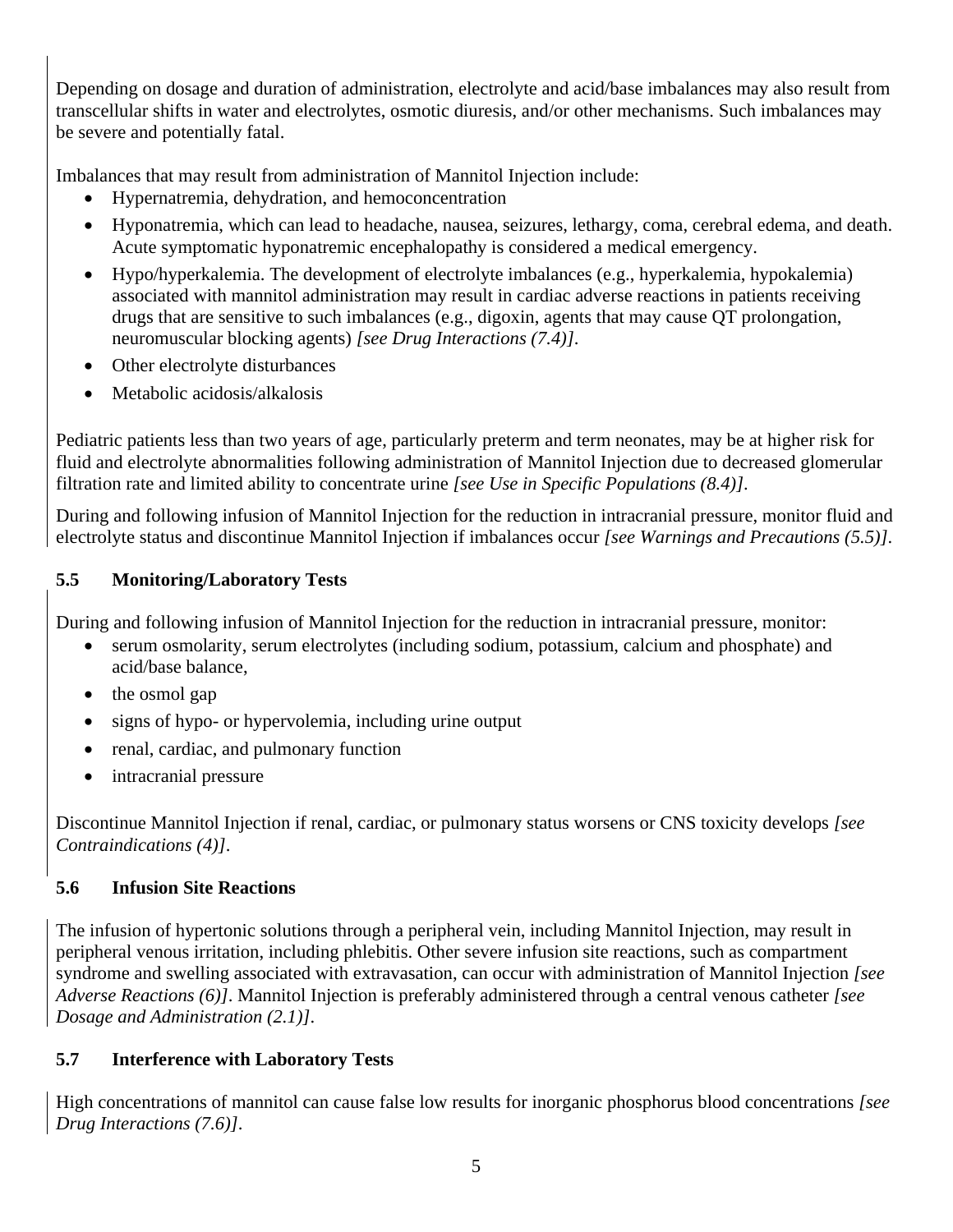Depending on dosage and duration of administration, electrolyte and acid/base imbalances may also result from transcellular shifts in water and electrolytes, osmotic diuresis, and/or other mechanisms. Such imbalances may be severe and potentially fatal.

Imbalances that may result from administration of Mannitol Injection include:

- Hypernatremia, dehydration, and hemoconcentration
- Hyponatremia, which can lead to headache, nausea, seizures, lethargy, coma, cerebral edema, and death. Acute symptomatic hyponatremic encephalopathy is considered a medical emergency.
- Hypo/hyperkalemia. The development of electrolyte imbalances (e.g., hyperkalemia, hypokalemia) associated with mannitol administration may result in cardiac adverse reactions in patients receiving drugs that are sensitive to such imbalances (e.g., digoxin, agents that may cause QT prolongation, neuromuscular blocking agents) *[see Drug Interactions (7.4)]*.
- Other electrolyte disturbances
- Metabolic acidosis/alkalosis

Pediatric patients less than two years of age, particularly preterm and term neonates, may be at higher risk for fluid and electrolyte abnormalities following administration of Mannitol Injection due to decreased glomerular filtration rate and limited ability to concentrate urine *[see Use in Specific Populations (8.4)]*.

During and following infusion of Mannitol Injection for the reduction in intracranial pressure, monitor fluid and electrolyte status and discontinue Mannitol Injection if imbalances occur *[see Warnings and Precautions (5.5)]*.

### 5.5 Monitoring/Laboratory Tests

During and following infusion of Mannitol Injection for the reduction in intracranial pressure, monitor:

- serum osmolarity, serum electrolytes (including sodium, potassium, calcium and phosphate) and acid/base balance,
- the osmol gap
- signs of hypo- or hypervolemia, including urine output
- renal, cardiac, and pulmonary function
- intracranial pressure

Discontinue Mannitol Injection if renal, cardiac, or pulmonary status worsens or CNS toxicity develops *[see Contraindications (4)]*.

### 5.6 Infusion Site Reactions

The infusion of hypertonic solutions through a peripheral vein, including Mannitol Injection, may result in peripheral venous irritation, including phlebitis. Other severe infusion site reactions, such as compartment syndrome and swelling associated with extravasation, can occur with administration of Mannitol Injection *[see Adverse Reactions (6)]*. Mannitol Injection is preferably administered through a central venous catheter *[see Dosage and Administration (2.1)]*.

### 5.7 Interference with Laboratory Tests

High concentrations of mannitol can cause false low results for inorganic phosphorus blood concentrations *[see Drug Interactions (7.6)]*.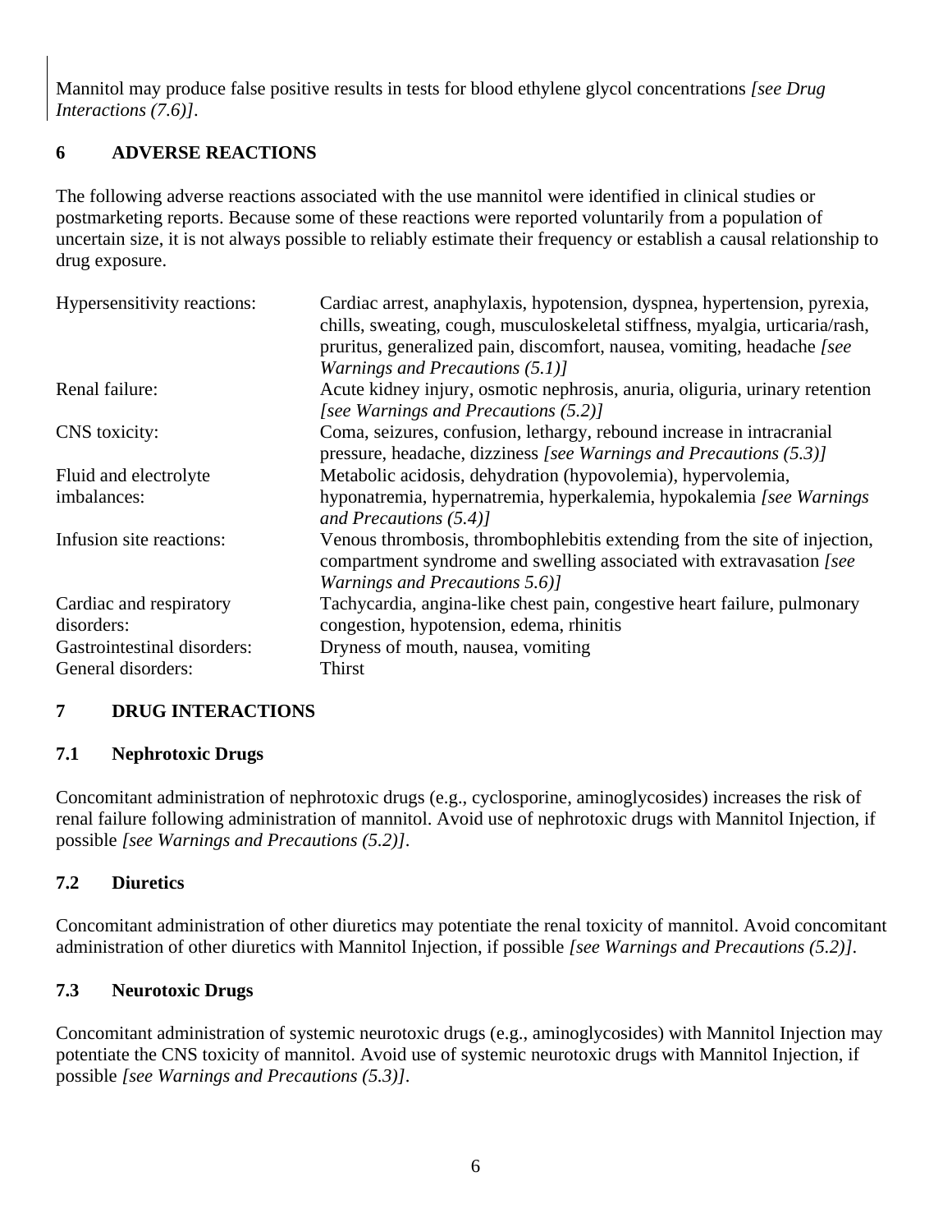Mannitol may produce false positive results in tests for blood ethylene glycol concentrations *[see Drug Interactions (7.6)]*.

## 6 ADVERSE REACTIONS

The following adverse reactions associated with the use mannitol were identified in clinical studies or postmarketing reports. Because some of these reactions were reported voluntarily from a population of uncertain size, it is not always possible to reliably estimate their frequency or establish a causal relationship to drug exposure.

| | |
|---|---|
| Hypersensitivity reactions: | Cardiac arrest, anaphylaxis, hypotension, dyspnea, hypertension, pyrexia, chills, sweating, cough, musculoskeletal stiffness, myalgia, urticaria/rash, pruritus, generalized pain, discomfort, nausea, vomiting, headache *[see Warnings and Precautions (5.1)]* |
| Renal failure: | Acute kidney injury, osmotic nephrosis, anuria, oliguria, urinary retention *[see Warnings and Precautions (5.2)]* |
| CNS toxicity: | Coma, seizures, confusion, lethargy, rebound increase in intracranial pressure, headache, dizziness *[see Warnings and Precautions (5.3)]* |
| Fluid and electrolyte imbalances: | Metabolic acidosis, dehydration (hypovolemia), hypervolemia, hyponatremia, hypernatremia, hyperkalemia, hypokalemia *[see Warnings and Precautions (5.4)]* |
| Infusion site reactions: | Venous thrombosis, thrombophlebitis extending from the site of injection, compartment syndrome and swelling associated with extravasation *[see Warnings and Precautions 5.6)]* |
| Cardiac and respiratory disorders: | Tachycardia, angina-like chest pain, congestive heart failure, pulmonary congestion, hypotension, edema, rhinitis |
| Gastrointestinal disorders: | Dryness of mouth, nausea, vomiting |
| General disorders: | Thirst |

## 7 DRUG INTERACTIONS

### 7.1 Nephrotoxic Drugs

Concomitant administration of nephrotoxic drugs (e.g., cyclosporine, aminoglycosides) increases the risk of renal failure following administration of mannitol. Avoid use of nephrotoxic drugs with Mannitol Injection, if possible *[see Warnings and Precautions (5.2)]*.

### 7.2 Diuretics

Concomitant administration of other diuretics may potentiate the renal toxicity of mannitol. Avoid concomitant administration of other diuretics with Mannitol Injection, if possible *[see Warnings and Precautions (5.2)]*.

### 7.3 Neurotoxic Drugs

Concomitant administration of systemic neurotoxic drugs (e.g., aminoglycosides) with Mannitol Injection may potentiate the CNS toxicity of mannitol. Avoid use of systemic neurotoxic drugs with Mannitol Injection, if possible *[see Warnings and Precautions (5.3)]*.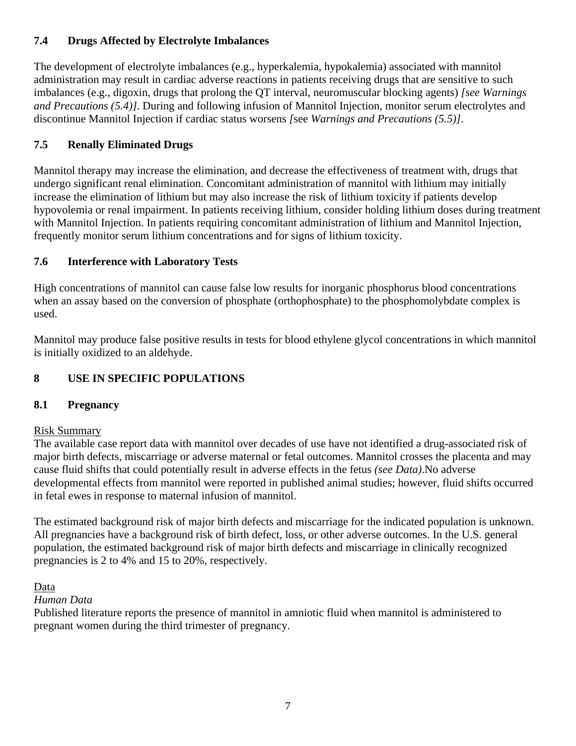### 7.4 Drugs Affected by Electrolyte Imbalances

The development of electrolyte imbalances (e.g., hyperkalemia, hypokalemia) associated with mannitol administration may result in cardiac adverse reactions in patients receiving drugs that are sensitive to such imbalances (e.g., digoxin, drugs that prolong the QT interval, neuromuscular blocking agents) *[see Warnings and Precautions (5.4)]*. During and following infusion of Mannitol Injection, monitor serum electrolytes and discontinue Mannitol Injection if cardiac status worsens *[*see *Warnings and Precautions (5.5)]*.

### 7.5 Renally Eliminated Drugs

Mannitol therapy may increase the elimination, and decrease the effectiveness of treatment with, drugs that undergo significant renal elimination. Concomitant administration of mannitol with lithium may initially increase the elimination of lithium but may also increase the risk of lithium toxicity if patients develop hypovolemia or renal impairment. In patients receiving lithium, consider holding lithium doses during treatment with Mannitol Injection. In patients requiring concomitant administration of lithium and Mannitol Injection, frequently monitor serum lithium concentrations and for signs of lithium toxicity.

### 7.6 Interference with Laboratory Tests

High concentrations of mannitol can cause false low results for inorganic phosphorus blood concentrations when an assay based on the conversion of phosphate (orthophosphate) to the phosphomolybdate complex is used.

Mannitol may produce false positive results in tests for blood ethylene glycol concentrations in which mannitol is initially oxidized to an aldehyde.

## 8 USE IN SPECIFIC POPULATIONS

### 8.1 Pregnancy

Risk Summary

The available case report data with mannitol over decades of use have not identified a drug-associated risk of major birth defects, miscarriage or adverse maternal or fetal outcomes. Mannitol crosses the placenta and may cause fluid shifts that could potentially result in adverse effects in the fetus *(see Data)*.No adverse developmental effects from mannitol were reported in published animal studies; however, fluid shifts occurred in fetal ewes in response to maternal infusion of mannitol.

The estimated background risk of major birth defects and miscarriage for the indicated population is unknown. All pregnancies have a background risk of birth defect, loss, or other adverse outcomes. In the U.S. general population, the estimated background risk of major birth defects and miscarriage in clinically recognized pregnancies is 2 to 4% and 15 to 20%, respectively.

Data

*Human Data*

Published literature reports the presence of mannitol in amniotic fluid when mannitol is administered to pregnant women during the third trimester of pregnancy.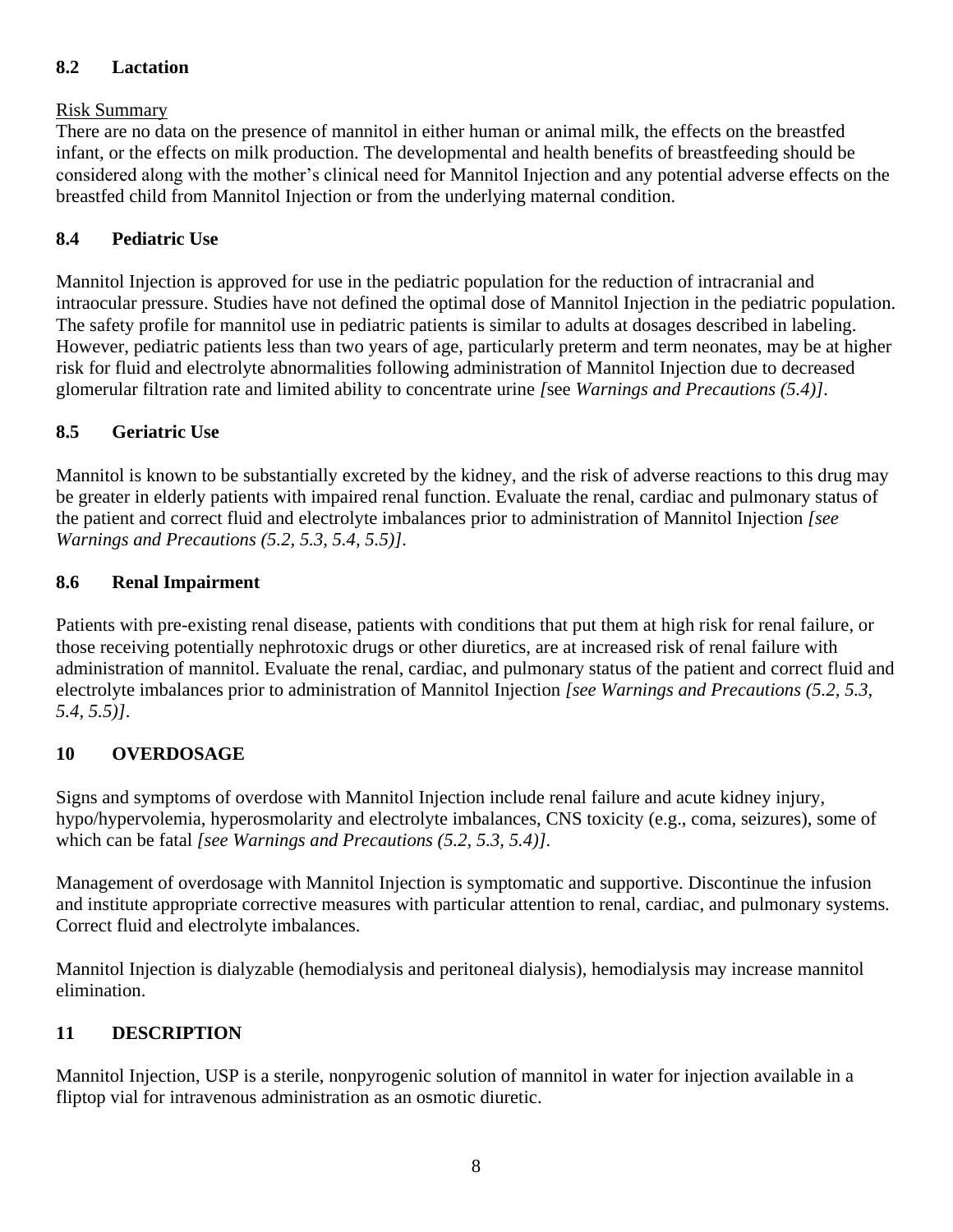## 8.2 Lactation

Risk Summary

There are no data on the presence of mannitol in either human or animal milk, the effects on the breastfed infant, or the effects on milk production. The developmental and health benefits of breastfeeding should be considered along with the mother's clinical need for Mannitol Injection and any potential adverse effects on the breastfed child from Mannitol Injection or from the underlying maternal condition.

## 8.4 Pediatric Use

Mannitol Injection is approved for use in the pediatric population for the reduction of intracranial and intraocular pressure. Studies have not defined the optimal dose of Mannitol Injection in the pediatric population. The safety profile for mannitol use in pediatric patients is similar to adults at dosages described in labeling. However, pediatric patients less than two years of age, particularly preterm and term neonates, may be at higher risk for fluid and electrolyte abnormalities following administration of Mannitol Injection due to decreased glomerular filtration rate and limited ability to concentrate urine *[*see *Warnings and Precautions (5.4)]*.

## 8.5 Geriatric Use

Mannitol is known to be substantially excreted by the kidney, and the risk of adverse reactions to this drug may be greater in elderly patients with impaired renal function. Evaluate the renal, cardiac and pulmonary status of the patient and correct fluid and electrolyte imbalances prior to administration of Mannitol Injection *[see Warnings and Precautions (5.2, 5.3, 5.4, 5.5)]*.

## 8.6 Renal Impairment

Patients with pre-existing renal disease, patients with conditions that put them at high risk for renal failure, or those receiving potentially nephrotoxic drugs or other diuretics, are at increased risk of renal failure with administration of mannitol. Evaluate the renal, cardiac, and pulmonary status of the patient and correct fluid and electrolyte imbalances prior to administration of Mannitol Injection *[see Warnings and Precautions (5.2, 5.3, 5.4, 5.5)]*.

# 10 OVERDOSAGE

Signs and symptoms of overdose with Mannitol Injection include renal failure and acute kidney injury, hypo/hypervolemia, hyperosmolarity and electrolyte imbalances, CNS toxicity (e.g., coma, seizures), some of which can be fatal *[see Warnings and Precautions (5.2, 5.3, 5.4)]*.

Management of overdosage with Mannitol Injection is symptomatic and supportive. Discontinue the infusion and institute appropriate corrective measures with particular attention to renal, cardiac, and pulmonary systems. Correct fluid and electrolyte imbalances.

Mannitol Injection is dialyzable (hemodialysis and peritoneal dialysis), hemodialysis may increase mannitol elimination.

# 11 DESCRIPTION

Mannitol Injection, USP is a sterile, nonpyrogenic solution of mannitol in water for injection available in a fliptop vial for intravenous administration as an osmotic diuretic.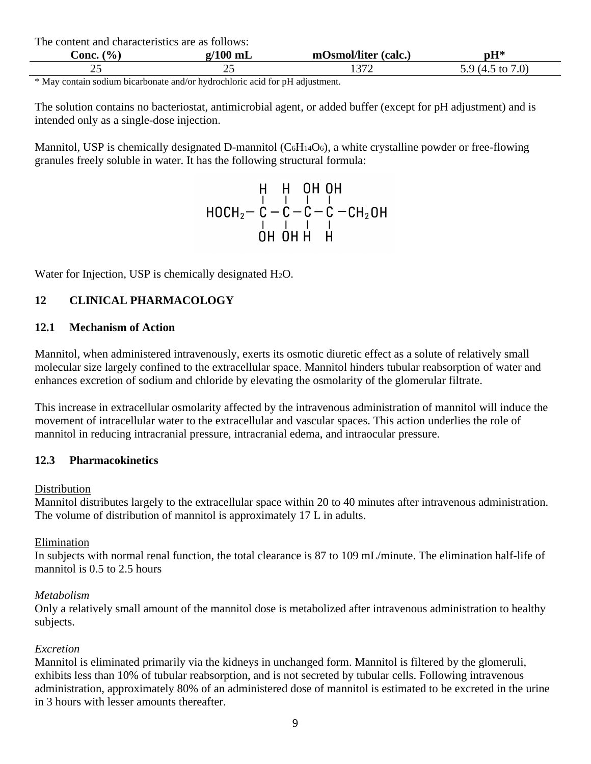The content and characteristics are as follows:

| Conc. (%) | g/100 mL | mOsmol/liter (calc.) | pH* |
|---|---|---|---|
| 25 | 25 | 1372 | 5.9 (4.5 to 7.0) |

\* May contain sodium bicarbonate and/or hydrochloric acid for pH adjustment.

The solution contains no bacteriostat, antimicrobial agent, or added buffer (except for pH adjustment) and is intended only as a single-dose injection.

Mannitol, USP is chemically designated D-mannitol ($C_6H_{14}O_6$), a white crystalline powder or free-flowing granules freely soluble in water. It has the following structural formula:

```
         H   H   OH  OH
         |   |   |   |
HOCH2 -  C - C - C - C - CH2OH
         |   |   |   |
         OH  OH  H   H
```

Water for Injection, USP is chemically designated $H_2O$.

## 12 CLINICAL PHARMACOLOGY

### 12.1 Mechanism of Action

Mannitol, when administered intravenously, exerts its osmotic diuretic effect as a solute of relatively small molecular size largely confined to the extracellular space. Mannitol hinders tubular reabsorption of water and enhances excretion of sodium and chloride by elevating the osmolarity of the glomerular filtrate.

This increase in extracellular osmolarity affected by the intravenous administration of mannitol will induce the movement of intracellular water to the extracellular and vascular spaces. This action underlies the role of mannitol in reducing intracranial pressure, intracranial edema, and intraocular pressure.

### 12.3 Pharmacokinetics

Distribution

Mannitol distributes largely to the extracellular space within 20 to 40 minutes after intravenous administration. The volume of distribution of mannitol is approximately 17 L in adults.

Elimination

In subjects with normal renal function, the total clearance is 87 to 109 mL/minute. The elimination half-life of mannitol is 0.5 to 2.5 hours

*Metabolism*

Only a relatively small amount of the mannitol dose is metabolized after intravenous administration to healthy subjects.

*Excretion*

Mannitol is eliminated primarily via the kidneys in unchanged form. Mannitol is filtered by the glomeruli, exhibits less than 10% of tubular reabsorption, and is not secreted by tubular cells. Following intravenous administration, approximately 80% of an administered dose of mannitol is estimated to be excreted in the urine in 3 hours with lesser amounts thereafter.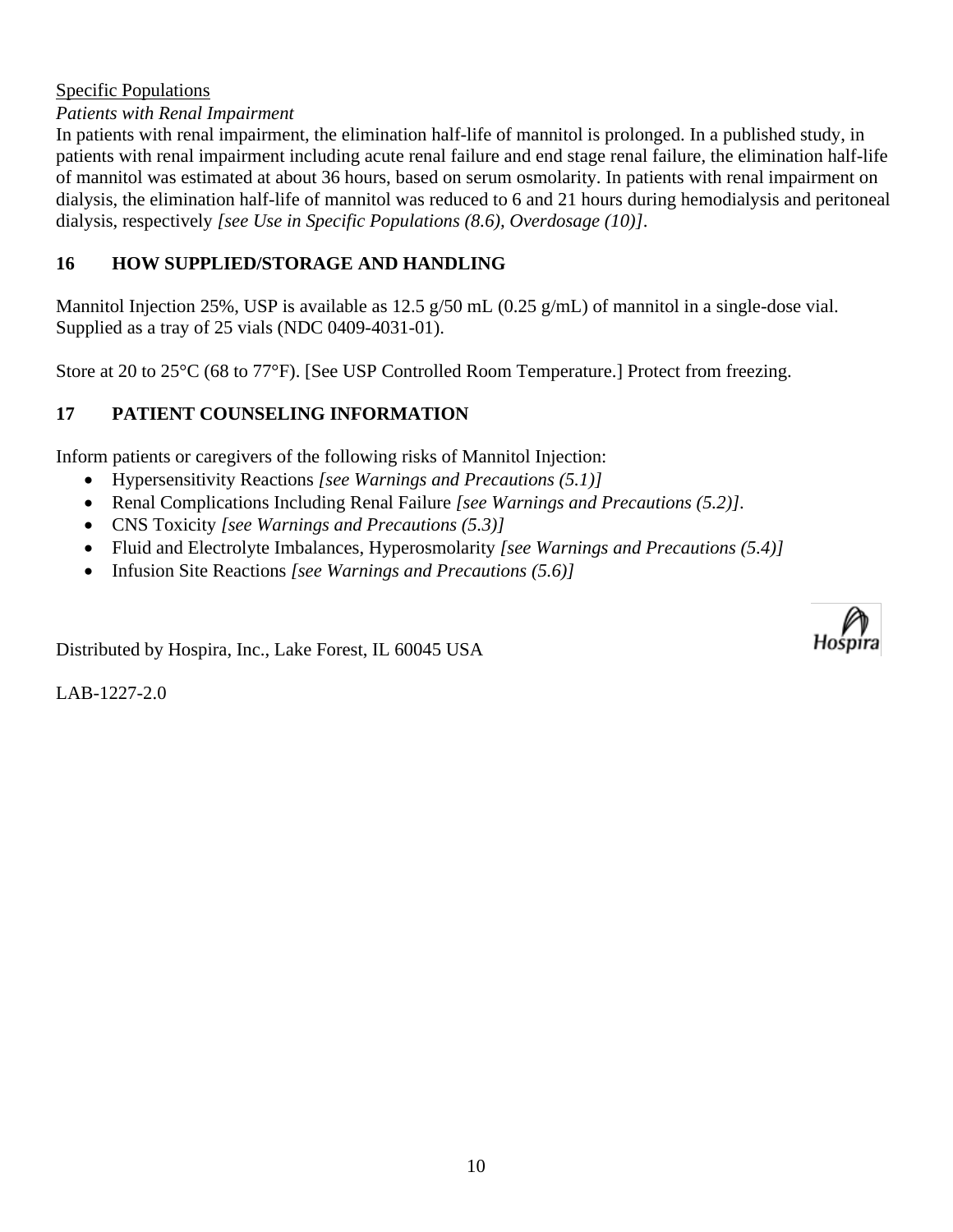Specific Populations

*Patients with Renal Impairment*

In patients with renal impairment, the elimination half-life of mannitol is prolonged. In a published study, in patients with renal impairment including acute renal failure and end stage renal failure, the elimination half-life of mannitol was estimated at about 36 hours, based on serum osmolarity. In patients with renal impairment on dialysis, the elimination half-life of mannitol was reduced to 6 and 21 hours during hemodialysis and peritoneal dialysis, respectively *[see Use in Specific Populations (8.6), Overdosage (10)]*.

## 16 HOW SUPPLIED/STORAGE AND HANDLING

Mannitol Injection 25%, USP is available as 12.5 g/50 mL (0.25 g/mL) of mannitol in a single-dose vial. Supplied as a tray of 25 vials (NDC 0409-4031-01).

Store at 20 to 25°C (68 to 77°F). [See USP Controlled Room Temperature.] Protect from freezing.

## 17 PATIENT COUNSELING INFORMATION

Inform patients or caregivers of the following risks of Mannitol Injection:

- Hypersensitivity Reactions *[see Warnings and Precautions (5.1)]*
- Renal Complications Including Renal Failure *[see Warnings and Precautions (5.2)]*.
- CNS Toxicity *[see Warnings and Precautions (5.3)]*
- Fluid and Electrolyte Imbalances, Hyperosmolarity *[see Warnings and Precautions (5.4)]*
- Infusion Site Reactions *[see Warnings and Precautions (5.6)]*

Distributed by Hospira, Inc., Lake Forest, IL 60045 USA

Hospira

LAB-1227-2.0